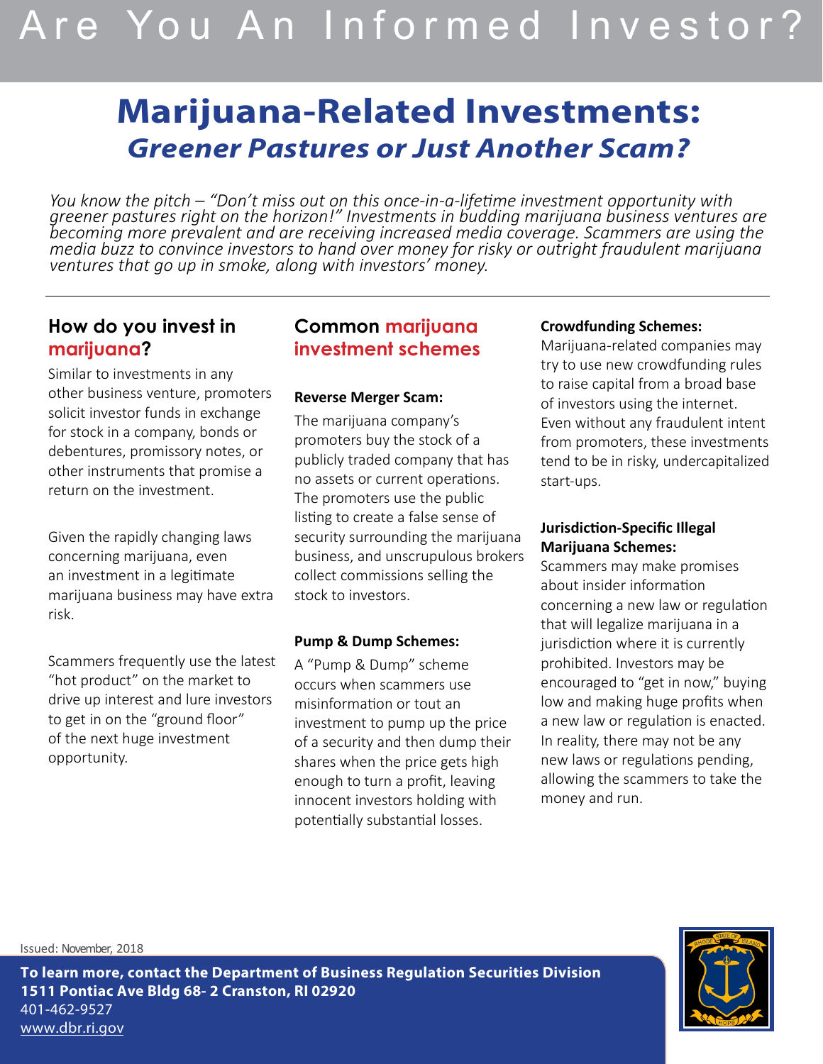# Are You An Informed Investor?

## Marijuana-Related Investments:
### *Greener Pastures or Just Another Scam?*

*You know the pitch – "Don't miss out on this once-in-a-lifetime investment opportunity with greener pastures right on the horizon!" Investments in budding marijuana business ventures are becoming more prevalent and are receiving increased media coverage. Scammers are using the media buzz to convince investors to hand over money for risky or outright fraudulent marijuana ventures that go up in smoke, along with investors' money.*

---

### How do you invest in marijuana?

Similar to investments in any other business venture, promoters solicit investor funds in exchange for stock in a company, bonds or debentures, promissory notes, or other instruments that promise a return on the investment.

Given the rapidly changing laws concerning marijuana, even an investment in a legitimate marijuana business may have extra risk.

Scammers frequently use the latest "hot product" on the market to drive up interest and lure investors to get in on the "ground floor" of the next huge investment opportunity.

### Common marijuana investment schemes

**Reverse Merger Scam:**
The marijuana company's promoters buy the stock of a publicly traded company that has no assets or current operations. The promoters use the public listing to create a false sense of security surrounding the marijuana business, and unscrupulous brokers collect commissions selling the stock to investors.

**Pump & Dump Schemes:**
A "Pump & Dump" scheme occurs when scammers use misinformation or tout an investment to pump up the price of a security and then dump their shares when the price gets high enough to turn a profit, leaving innocent investors holding with potentially substantial losses.

**Crowdfunding Schemes:**
Marijuana-related companies may try to use new crowdfunding rules to raise capital from a broad base of investors using the internet. Even without any fraudulent intent from promoters, these investments tend to be in risky, undercapitalized start-ups.

**Jurisdiction-Specific Illegal Marijuana Schemes:**
Scammers may make promises about insider information concerning a new law or regulation that will legalize marijuana in a jurisdiction where it is currently prohibited. Investors may be encouraged to "get in now," buying low and making huge profits when a new law or regulation is enacted. In reality, there may not be any new laws or regulations pending, allowing the scammers to take the money and run.

Issued: November, 2018

**To learn more, contact the Department of Business Regulation Securities Division**
**1511 Pontiac Ave Bldg 68- 2 Cranston, RI 02920**
401-462-9527
www.dbr.ri.gov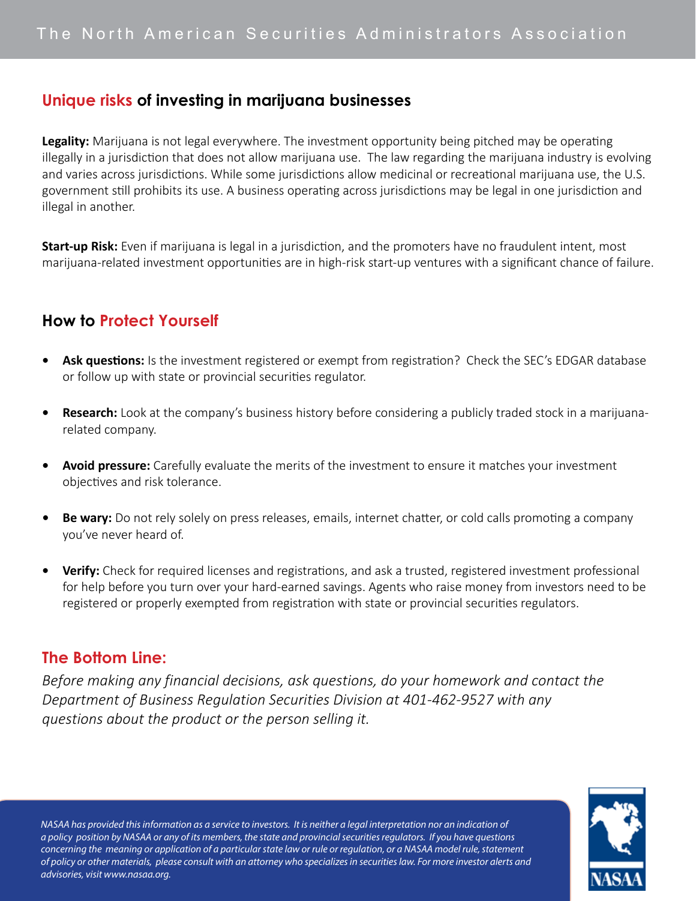## Unique risks of investing in marijuana businesses

**Legality:** Marijuana is not legal everywhere. The investment opportunity being pitched may be operating illegally in a jurisdiction that does not allow marijuana use. The law regarding the marijuana industry is evolving and varies across jurisdictions. While some jurisdictions allow medicinal or recreational marijuana use, the U.S. government still prohibits its use. A business operating across jurisdictions may be legal in one jurisdiction and illegal in another.

**Start-up Risk:** Even if marijuana is legal in a jurisdiction, and the promoters have no fraudulent intent, most marijuana-related investment opportunities are in high-risk start-up ventures with a significant chance of failure.

## How to Protect Yourself

- **Ask questions:** Is the investment registered or exempt from registration? Check the SEC's EDGAR database or follow up with state or provincial securities regulator.
- **Research:** Look at the company's business history before considering a publicly traded stock in a marijuana-related company.
- **Avoid pressure:** Carefully evaluate the merits of the investment to ensure it matches your investment objectives and risk tolerance.
- **Be wary:** Do not rely solely on press releases, emails, internet chatter, or cold calls promoting a company you've never heard of.
- **Verify:** Check for required licenses and registrations, and ask a trusted, registered investment professional for help before you turn over your hard-earned savings. Agents who raise money from investors need to be registered or properly exempted from registration with state or provincial securities regulators.

## The Bottom Line:

*Before making any financial decisions, ask questions, do your homework and contact the Department of Business Regulation Securities Division at 401-462-9527 with any questions about the product or the person selling it.*

*NASAA has provided this information as a service to investors. It is neither a legal interpretation nor an indication of a policy position by NASAA or any of its members, the state and provincial securities regulators. If you have questions concerning the meaning or application of a particular state law or rule or regulation, or a NASAA model rule, statement of policy or other materials, please consult with an attorney who specializes in securities law. For more investor alerts and advisories, visit www.nasaa.org.*

NASAA